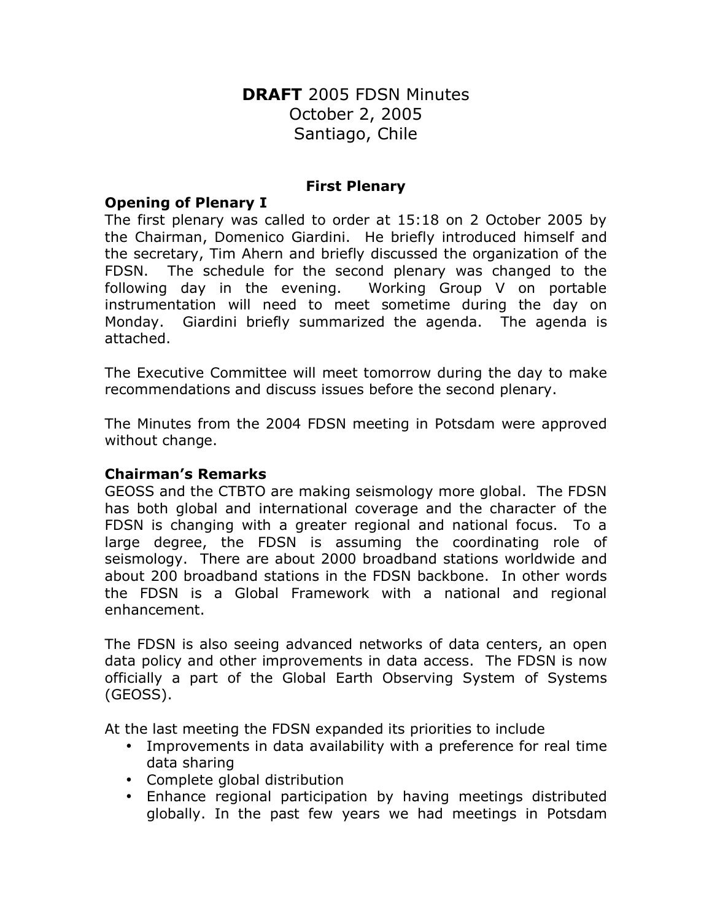# **DRAFT** 2005 FDSN Minutes
# October 2, 2005
# Santiago, Chile

## First Plenary

### Opening of Plenary I

The first plenary was called to order at 15:18 on 2 October 2005 by the Chairman, Domenico Giardini. He briefly introduced himself and the secretary, Tim Ahern and briefly discussed the organization of the FDSN. The schedule for the second plenary was changed to the following day in the evening. Working Group V on portable instrumentation will need to meet sometime during the day on Monday. Giardini briefly summarized the agenda. The agenda is attached.

The Executive Committee will meet tomorrow during the day to make recommendations and discuss issues before the second plenary.

The Minutes from the 2004 FDSN meeting in Potsdam were approved without change.

### Chairman's Remarks

GEOSS and the CTBTO are making seismology more global. The FDSN has both global and international coverage and the character of the FDSN is changing with a greater regional and national focus. To a large degree, the FDSN is assuming the coordinating role of seismology. There are about 2000 broadband stations worldwide and about 200 broadband stations in the FDSN backbone. In other words the FDSN is a Global Framework with a national and regional enhancement.

The FDSN is also seeing advanced networks of data centers, an open data policy and other improvements in data access. The FDSN is now officially a part of the Global Earth Observing System of Systems (GEOSS).

At the last meeting the FDSN expanded its priorities to include

- Improvements in data availability with a preference for real time data sharing
- Complete global distribution
- Enhance regional participation by having meetings distributed globally. In the past few years we had meetings in Potsdam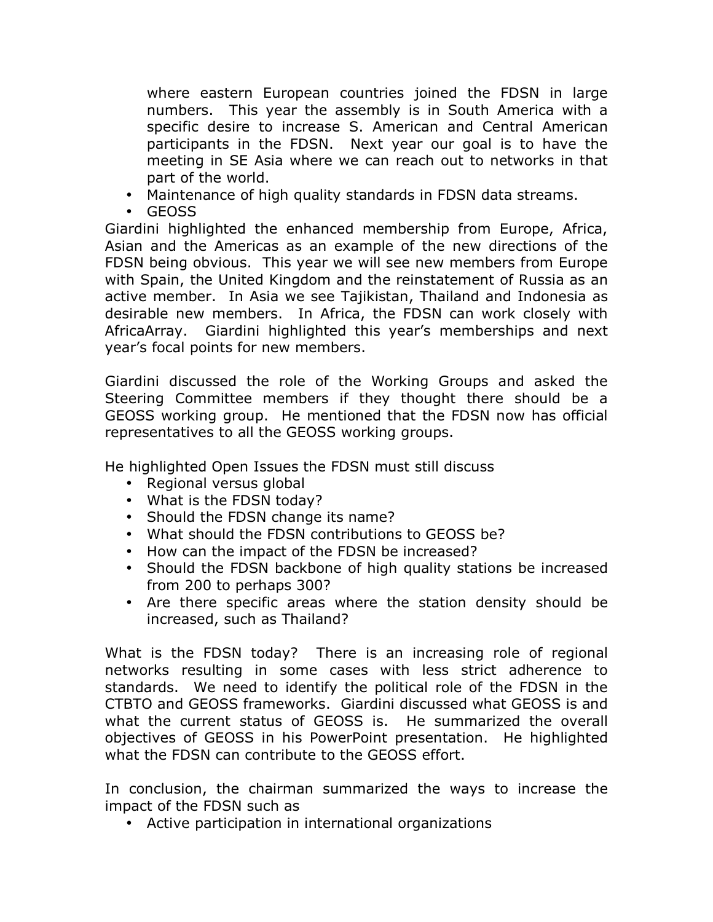where eastern European countries joined the FDSN in large numbers. This year the assembly is in South America with a specific desire to increase S. American and Central American participants in the FDSN. Next year our goal is to have the meeting in SE Asia where we can reach out to networks in that part of the world.

- Maintenance of high quality standards in FDSN data streams.
- GEOSS

Giardini highlighted the enhanced membership from Europe, Africa, Asian and the Americas as an example of the new directions of the FDSN being obvious. This year we will see new members from Europe with Spain, the United Kingdom and the reinstatement of Russia as an active member. In Asia we see Tajikistan, Thailand and Indonesia as desirable new members. In Africa, the FDSN can work closely with AfricaArray. Giardini highlighted this year's memberships and next year's focal points for new members.

Giardini discussed the role of the Working Groups and asked the Steering Committee members if they thought there should be a GEOSS working group. He mentioned that the FDSN now has official representatives to all the GEOSS working groups.

He highlighted Open Issues the FDSN must still discuss

- Regional versus global
- What is the FDSN today?
- Should the FDSN change its name?
- What should the FDSN contributions to GEOSS be?
- How can the impact of the FDSN be increased?
- Should the FDSN backbone of high quality stations be increased from 200 to perhaps 300?
- Are there specific areas where the station density should be increased, such as Thailand?

What is the FDSN today? There is an increasing role of regional networks resulting in some cases with less strict adherence to standards. We need to identify the political role of the FDSN in the CTBTO and GEOSS frameworks. Giardini discussed what GEOSS is and what the current status of GEOSS is. He summarized the overall objectives of GEOSS in his PowerPoint presentation. He highlighted what the FDSN can contribute to the GEOSS effort.

In conclusion, the chairman summarized the ways to increase the impact of the FDSN such as

- Active participation in international organizations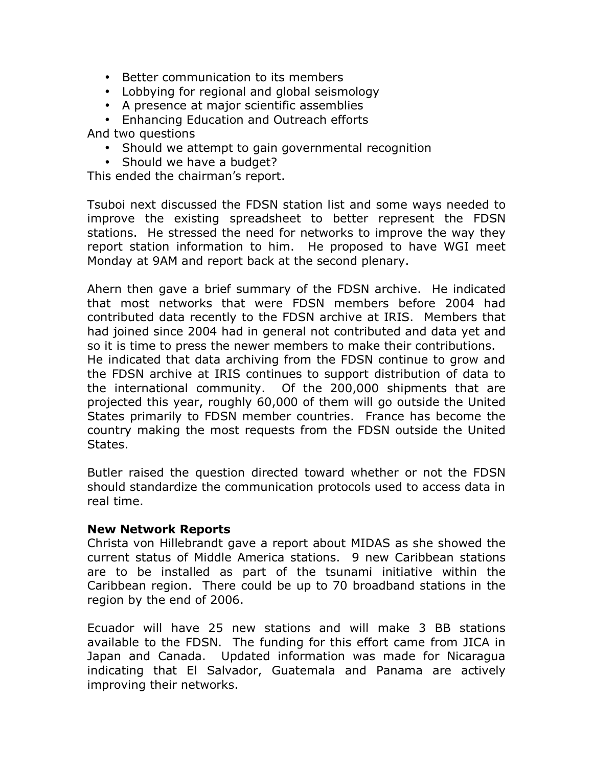- Better communication to its members
- Lobbying for regional and global seismology
- A presence at major scientific assemblies
- Enhancing Education and Outreach efforts

And two questions

- Should we attempt to gain governmental recognition
- Should we have a budget?

This ended the chairman's report.

Tsuboi next discussed the FDSN station list and some ways needed to improve the existing spreadsheet to better represent the FDSN stations. He stressed the need for networks to improve the way they report station information to him. He proposed to have WGI meet Monday at 9AM and report back at the second plenary.

Ahern then gave a brief summary of the FDSN archive. He indicated that most networks that were FDSN members before 2004 had contributed data recently to the FDSN archive at IRIS. Members that had joined since 2004 had in general not contributed and data yet and so it is time to press the newer members to make their contributions.
He indicated that data archiving from the FDSN continue to grow and the FDSN archive at IRIS continues to support distribution of data to the international community. Of the 200,000 shipments that are projected this year, roughly 60,000 of them will go outside the United States primarily to FDSN member countries. France has become the country making the most requests from the FDSN outside the United States.

Butler raised the question directed toward whether or not the FDSN should standardize the communication protocols used to access data in real time.

**New Network Reports**
Christa von Hillebrandt gave a report about MIDAS as she showed the current status of Middle America stations. 9 new Caribbean stations are to be installed as part of the tsunami initiative within the Caribbean region. There could be up to 70 broadband stations in the region by the end of 2006.

Ecuador will have 25 new stations and will make 3 BB stations available to the FDSN. The funding for this effort came from JICA in Japan and Canada. Updated information was made for Nicaragua indicating that El Salvador, Guatemala and Panama are actively improving their networks.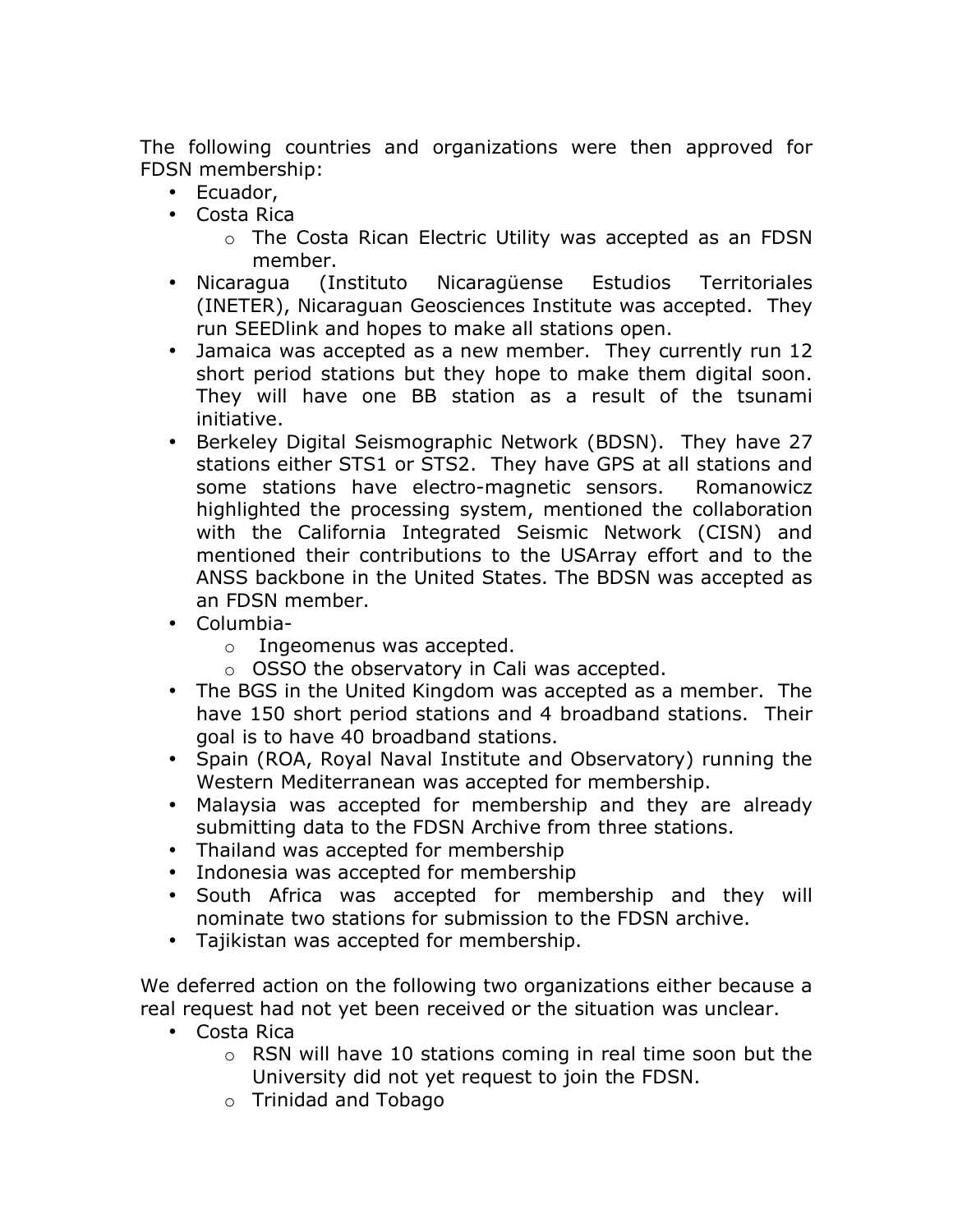The following countries and organizations were then approved for FDSN membership:

- Ecuador,
- Costa Rica
  - The Costa Rican Electric Utility was accepted as an FDSN member.
- Nicaragua (Instituto Nicaragüense Estudios Territoriales (INETER), Nicaraguan Geosciences Institute was accepted. They run SEEDlink and hopes to make all stations open.
- Jamaica was accepted as a new member. They currently run 12 short period stations but they hope to make them digital soon. They will have one BB station as a result of the tsunami initiative.
- Berkeley Digital Seismographic Network (BDSN). They have 27 stations either STS1 or STS2. They have GPS at all stations and some stations have electro-magnetic sensors. Romanowicz highlighted the processing system, mentioned the collaboration with the California Integrated Seismic Network (CISN) and mentioned their contributions to the USArray effort and to the ANSS backbone in the United States. The BDSN was accepted as an FDSN member.
- Columbia-
  - Ingeomenus was accepted.
  - OSSO the observatory in Cali was accepted.
- The BGS in the United Kingdom was accepted as a member. The have 150 short period stations and 4 broadband stations. Their goal is to have 40 broadband stations.
- Spain (ROA, Royal Naval Institute and Observatory) running the Western Mediterranean was accepted for membership.
- Malaysia was accepted for membership and they are already submitting data to the FDSN Archive from three stations.
- Thailand was accepted for membership
- Indonesia was accepted for membership
- South Africa was accepted for membership and they will nominate two stations for submission to the FDSN archive.
- Tajikistan was accepted for membership.

We deferred action on the following two organizations either because a real request had not yet been received or the situation was unclear.

- Costa Rica
  - RSN will have 10 stations coming in real time soon but the University did not yet request to join the FDSN.
  - Trinidad and Tobago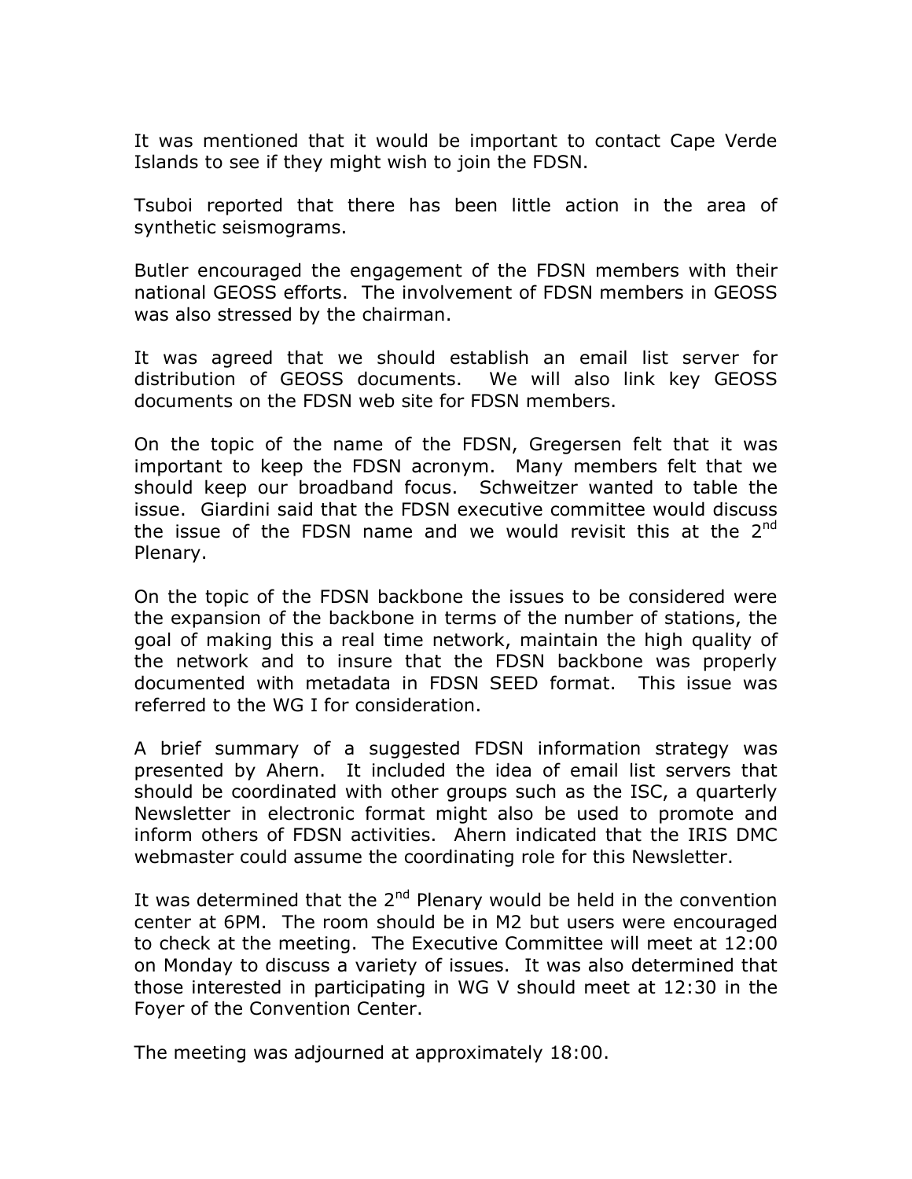It was mentioned that it would be important to contact Cape Verde Islands to see if they might wish to join the FDSN.

Tsuboi reported that there has been little action in the area of synthetic seismograms.

Butler encouraged the engagement of the FDSN members with their national GEOSS efforts. The involvement of FDSN members in GEOSS was also stressed by the chairman.

It was agreed that we should establish an email list server for distribution of GEOSS documents. We will also link key GEOSS documents on the FDSN web site for FDSN members.

On the topic of the name of the FDSN, Gregersen felt that it was important to keep the FDSN acronym. Many members felt that we should keep our broadband focus. Schweitzer wanted to table the issue. Giardini said that the FDSN executive committee would discuss the issue of the FDSN name and we would revisit this at the 2nd Plenary.

On the topic of the FDSN backbone the issues to be considered were the expansion of the backbone in terms of the number of stations, the goal of making this a real time network, maintain the high quality of the network and to insure that the FDSN backbone was properly documented with metadata in FDSN SEED format. This issue was referred to the WG I for consideration.

A brief summary of a suggested FDSN information strategy was presented by Ahern. It included the idea of email list servers that should be coordinated with other groups such as the ISC, a quarterly Newsletter in electronic format might also be used to promote and inform others of FDSN activities. Ahern indicated that the IRIS DMC webmaster could assume the coordinating role for this Newsletter.

It was determined that the 2nd Plenary would be held in the convention center at 6PM. The room should be in M2 but users were encouraged to check at the meeting. The Executive Committee will meet at 12:00 on Monday to discuss a variety of issues. It was also determined that those interested in participating in WG V should meet at 12:30 in the Foyer of the Convention Center.

The meeting was adjourned at approximately 18:00.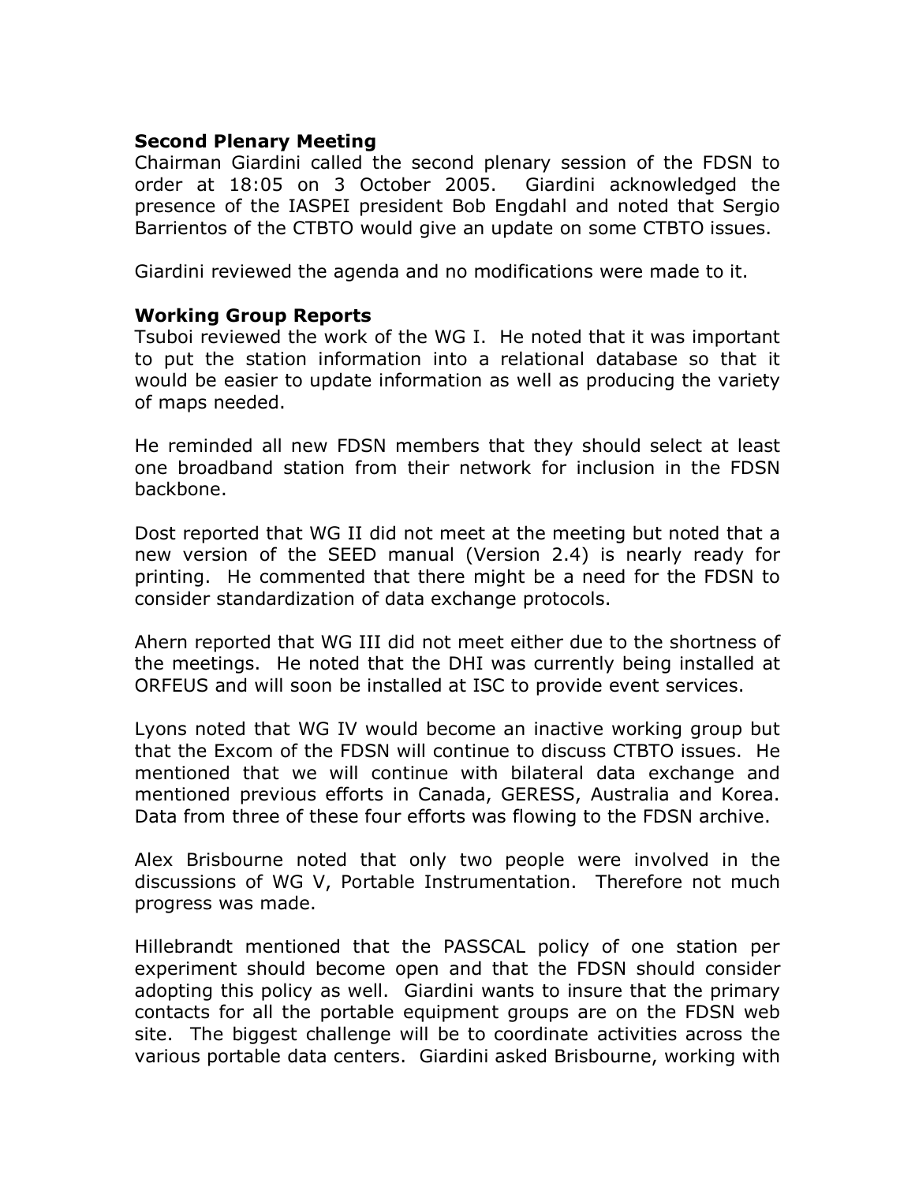**Second Plenary Meeting**

Chairman Giardini called the second plenary session of the FDSN to order at 18:05 on 3 October 2005. Giardini acknowledged the presence of the IASPEI president Bob Engdahl and noted that Sergio Barrientos of the CTBTO would give an update on some CTBTO issues.

Giardini reviewed the agenda and no modifications were made to it.

**Working Group Reports**

Tsuboi reviewed the work of the WG I. He noted that it was important to put the station information into a relational database so that it would be easier to update information as well as producing the variety of maps needed.

He reminded all new FDSN members that they should select at least one broadband station from their network for inclusion in the FDSN backbone.

Dost reported that WG II did not meet at the meeting but noted that a new version of the SEED manual (Version 2.4) is nearly ready for printing. He commented that there might be a need for the FDSN to consider standardization of data exchange protocols.

Ahern reported that WG III did not meet either due to the shortness of the meetings. He noted that the DHI was currently being installed at ORFEUS and will soon be installed at ISC to provide event services.

Lyons noted that WG IV would become an inactive working group but that the Excom of the FDSN will continue to discuss CTBTO issues. He mentioned that we will continue with bilateral data exchange and mentioned previous efforts in Canada, GERESS, Australia and Korea. Data from three of these four efforts was flowing to the FDSN archive.

Alex Brisbourne noted that only two people were involved in the discussions of WG V, Portable Instrumentation. Therefore not much progress was made.

Hillebrandt mentioned that the PASSCAL policy of one station per experiment should become open and that the FDSN should consider adopting this policy as well. Giardini wants to insure that the primary contacts for all the portable equipment groups are on the FDSN web site. The biggest challenge will be to coordinate activities across the various portable data centers. Giardini asked Brisbourne, working with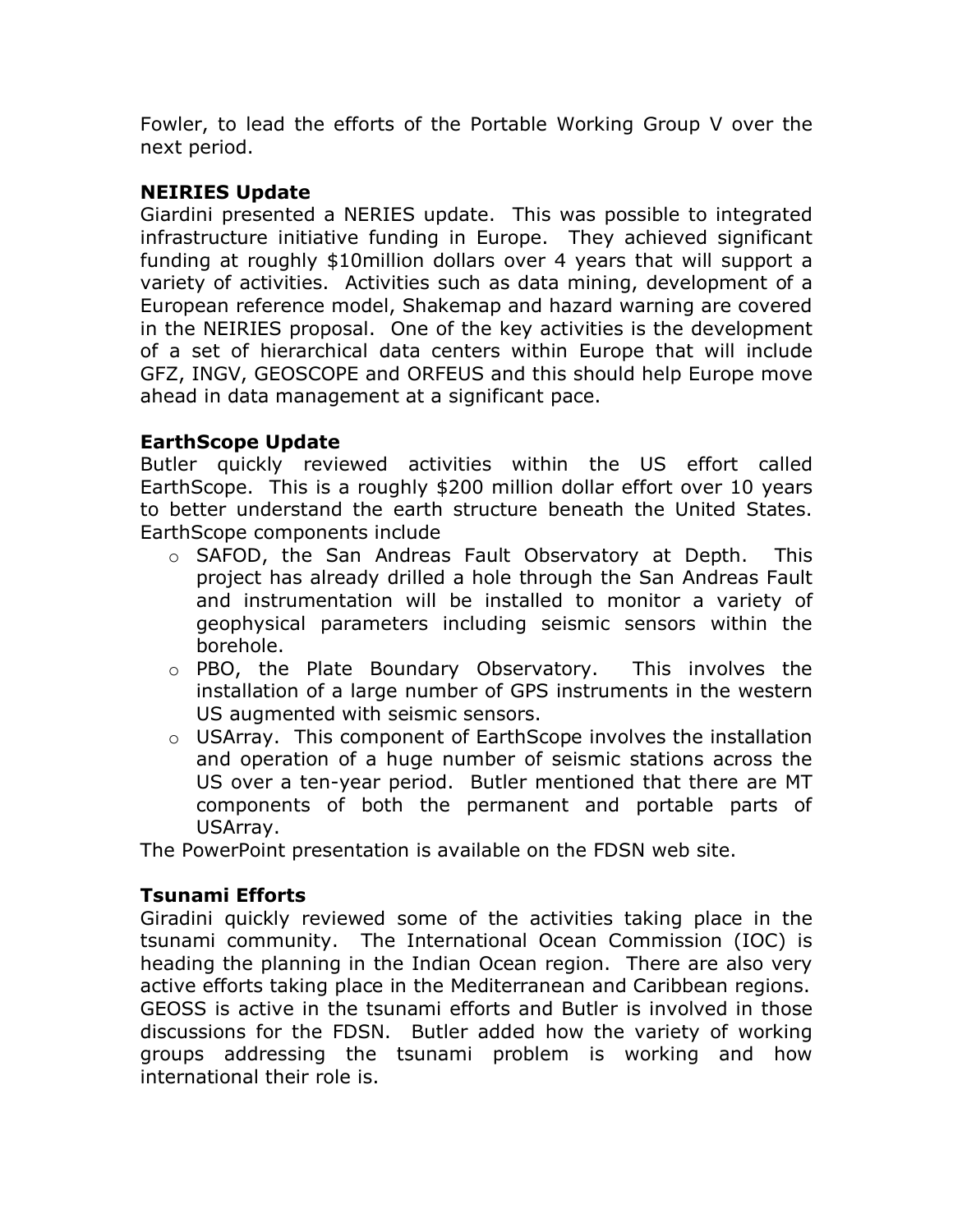Fowler, to lead the efforts of the Portable Working Group V over the next period.

**NEIRIES Update**

Giardini presented a NERIES update. This was possible to integrated infrastructure initiative funding in Europe. They achieved significant funding at roughly $10million dollars over 4 years that will support a variety of activities. Activities such as data mining, development of a European reference model, Shakemap and hazard warning are covered in the NEIRIES proposal. One of the key activities is the development of a set of hierarchical data centers within Europe that will include GFZ, INGV, GEOSCOPE and ORFEUS and this should help Europe move ahead in data management at a significant pace.

**EarthScope Update**

Butler quickly reviewed activities within the US effort called EarthScope. This is a roughly $200 million dollar effort over 10 years to better understand the earth structure beneath the United States. EarthScope components include

- SAFOD, the San Andreas Fault Observatory at Depth. This project has already drilled a hole through the San Andreas Fault and instrumentation will be installed to monitor a variety of geophysical parameters including seismic sensors within the borehole.
- PBO, the Plate Boundary Observatory. This involves the installation of a large number of GPS instruments in the western US augmented with seismic sensors.
- USArray. This component of EarthScope involves the installation and operation of a huge number of seismic stations across the US over a ten-year period. Butler mentioned that there are MT components of both the permanent and portable parts of USArray.

The PowerPoint presentation is available on the FDSN web site.

**Tsunami Efforts**

Giradini quickly reviewed some of the activities taking place in the tsunami community. The International Ocean Commission (IOC) is heading the planning in the Indian Ocean region. There are also very active efforts taking place in the Mediterranean and Caribbean regions. GEOSS is active in the tsunami efforts and Butler is involved in those discussions for the FDSN. Butler added how the variety of working groups addressing the tsunami problem is working and how international their role is.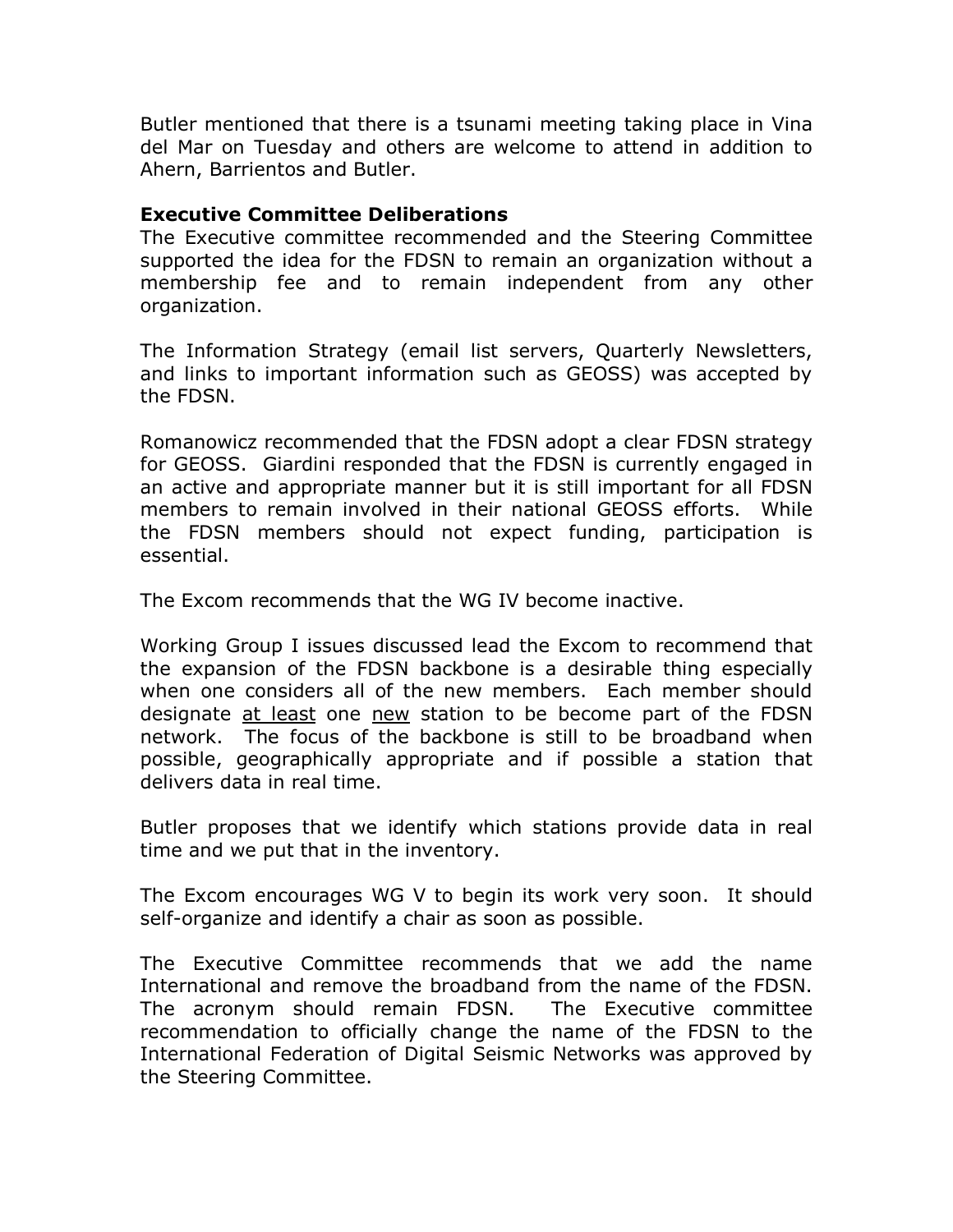Butler mentioned that there is a tsunami meeting taking place in Vina del Mar on Tuesday and others are welcome to attend in addition to Ahern, Barrientos and Butler.

**Executive Committee Deliberations**

The Executive committee recommended and the Steering Committee supported the idea for the FDSN to remain an organization without a membership fee and to remain independent from any other organization.

The Information Strategy (email list servers, Quarterly Newsletters, and links to important information such as GEOSS) was accepted by the FDSN.

Romanowicz recommended that the FDSN adopt a clear FDSN strategy for GEOSS. Giardini responded that the FDSN is currently engaged in an active and appropriate manner but it is still important for all FDSN members to remain involved in their national GEOSS efforts. While the FDSN members should not expect funding, participation is essential.

The Excom recommends that the WG IV become inactive.

Working Group I issues discussed lead the Excom to recommend that the expansion of the FDSN backbone is a desirable thing especially when one considers all of the new members. Each member should designate <u>at least</u> one <u>new</u> station to be become part of the FDSN network. The focus of the backbone is still to be broadband when possible, geographically appropriate and if possible a station that delivers data in real time.

Butler proposes that we identify which stations provide data in real time and we put that in the inventory.

The Excom encourages WG V to begin its work very soon. It should self-organize and identify a chair as soon as possible.

The Executive Committee recommends that we add the name International and remove the broadband from the name of the FDSN. The acronym should remain FDSN. The Executive committee recommendation to officially change the name of the FDSN to the International Federation of Digital Seismic Networks was approved by the Steering Committee.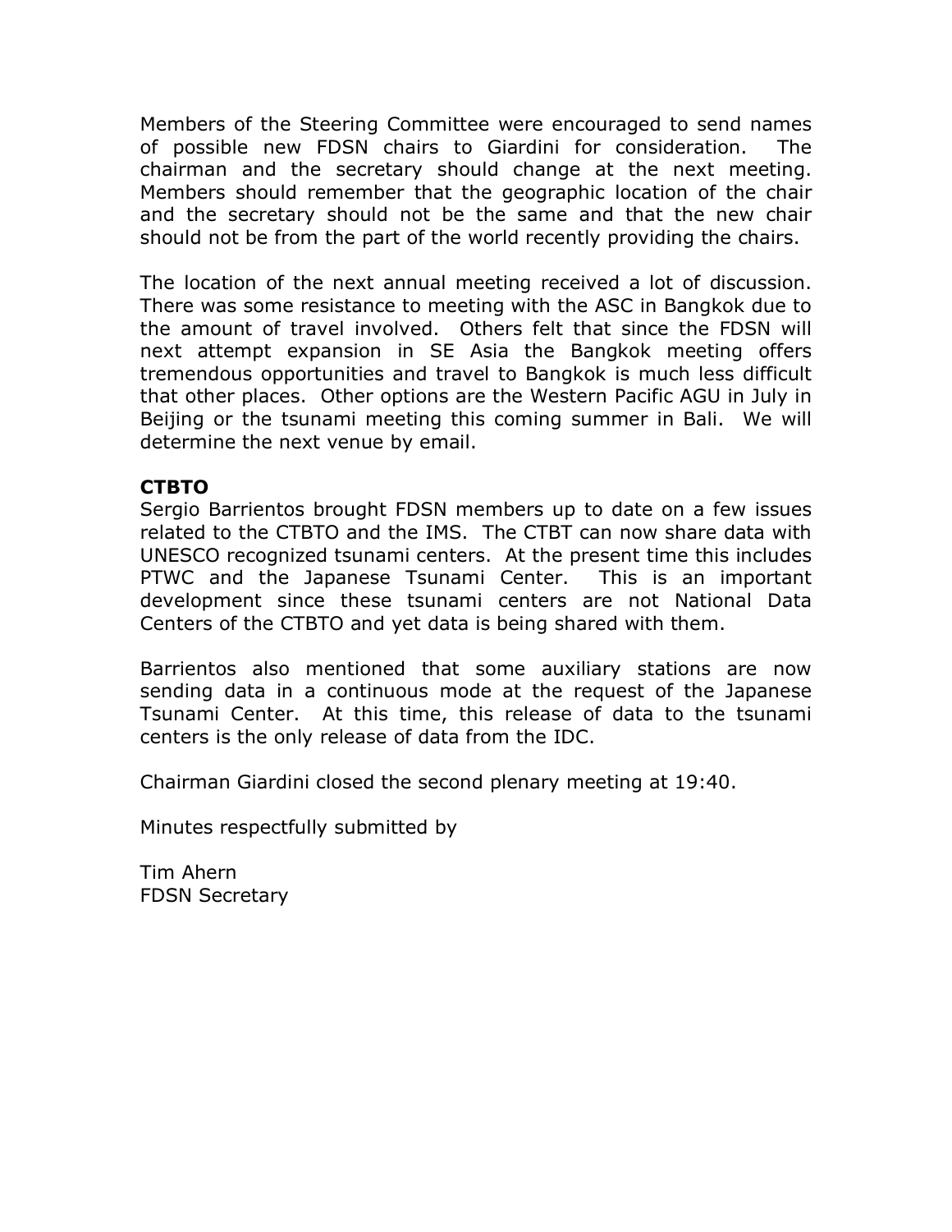Members of the Steering Committee were encouraged to send names of possible new FDSN chairs to Giardini for consideration. The chairman and the secretary should change at the next meeting. Members should remember that the geographic location of the chair and the secretary should not be the same and that the new chair should not be from the part of the world recently providing the chairs.

The location of the next annual meeting received a lot of discussion. There was some resistance to meeting with the ASC in Bangkok due to the amount of travel involved. Others felt that since the FDSN will next attempt expansion in SE Asia the Bangkok meeting offers tremendous opportunities and travel to Bangkok is much less difficult that other places. Other options are the Western Pacific AGU in July in Beijing or the tsunami meeting this coming summer in Bali. We will determine the next venue by email.

**CTBTO**

Sergio Barrientos brought FDSN members up to date on a few issues related to the CTBTO and the IMS. The CTBT can now share data with UNESCO recognized tsunami centers. At the present time this includes PTWC and the Japanese Tsunami Center. This is an important development since these tsunami centers are not National Data Centers of the CTBTO and yet data is being shared with them.

Barrientos also mentioned that some auxiliary stations are now sending data in a continuous mode at the request of the Japanese Tsunami Center. At this time, this release of data to the tsunami centers is the only release of data from the IDC.

Chairman Giardini closed the second plenary meeting at 19:40.

Minutes respectfully submitted by

Tim Ahern
FDSN Secretary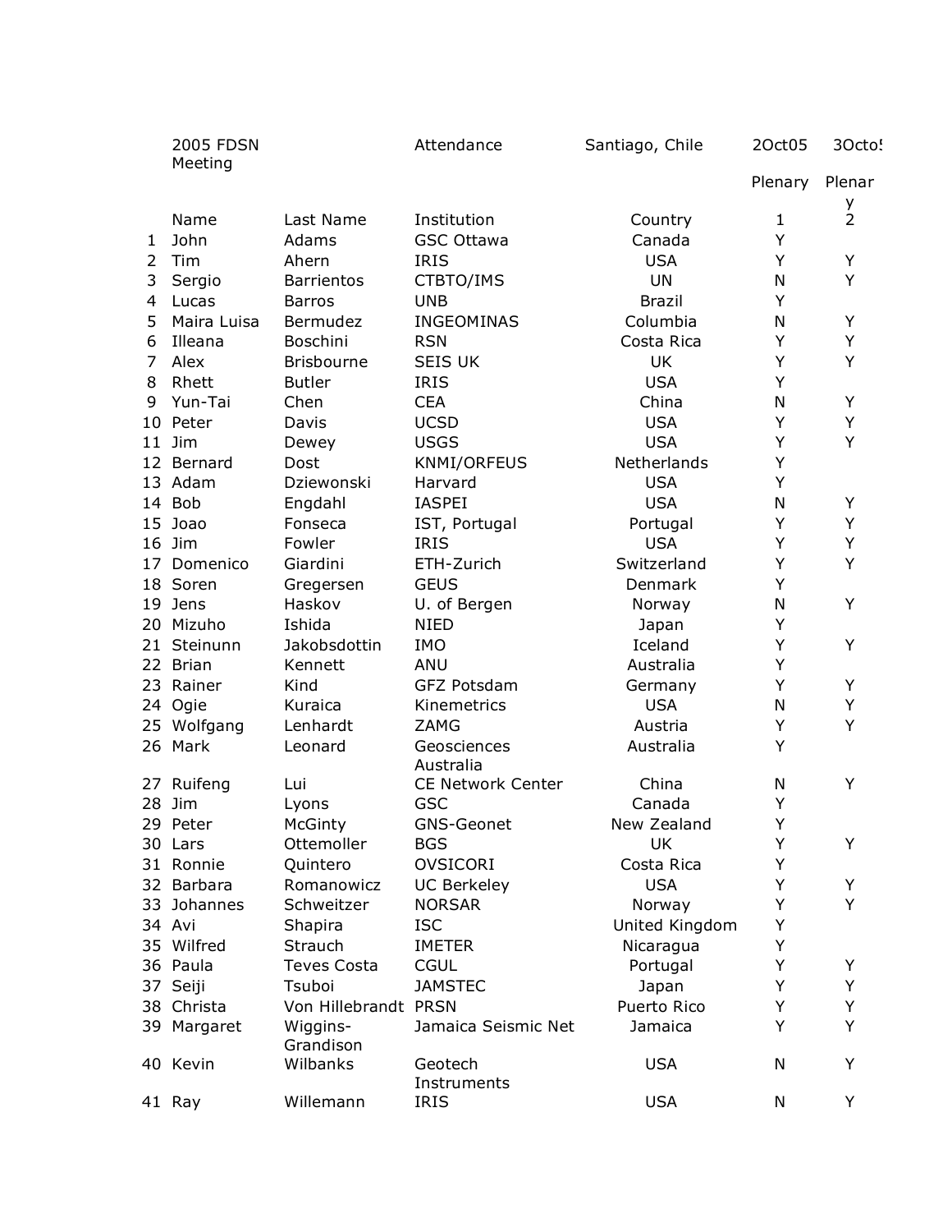| | 2005 FDSN Meeting | | Attendance | Santiago, Chile | 2Oct05 | 3Octo5 |
|---|---|---|---|---|---|---|
| | | | | | Plenary | Plenary |
| | Name | Last Name | Institution | Country | 1 | 2 |
| 1 | John | Adams | GSC Ottawa | Canada | Y | |
| 2 | Tim | Ahern | IRIS | USA | Y | Y |
| 3 | Sergio | Barrientos | CTBTO/IMS | UN | N | Y |
| 4 | Lucas | Barros | UNB | Brazil | Y | |
| 5 | Maira Luisa | Bermudez | INGEOMINAS | Columbia | N | Y |
| 6 | Illeana | Boschini | RSN | Costa Rica | Y | Y |
| 7 | Alex | Brisbourne | SEIS UK | UK | Y | Y |
| 8 | Rhett | Butler | IRIS | USA | Y | |
| 9 | Yun-Tai | Chen | CEA | China | N | Y |
| 10 | Peter | Davis | UCSD | USA | Y | Y |
| 11 | Jim | Dewey | USGS | USA | Y | Y |
| 12 | Bernard | Dost | KNMI/ORFEUS | Netherlands | Y | |
| 13 | Adam | Dziewonski | Harvard | USA | Y | |
| 14 | Bob | Engdahl | IASPEI | USA | N | Y |
| 15 | Joao | Fonseca | IST, Portugal | Portugal | Y | Y |
| 16 | Jim | Fowler | IRIS | USA | Y | Y |
| 17 | Domenico | Giardini | ETH-Zurich | Switzerland | Y | Y |
| 18 | Soren | Gregersen | GEUS | Denmark | Y | |
| 19 | Jens | Haskov | U. of Bergen | Norway | N | Y |
| 20 | Mizuho | Ishida | NIED | Japan | Y | |
| 21 | Steinunn | Jakobsdottin | IMO | Iceland | Y | Y |
| 22 | Brian | Kennett | ANU | Australia | Y | |
| 23 | Rainer | Kind | GFZ Potsdam | Germany | Y | Y |
| 24 | Ogie | Kuraica | Kinemetrics | USA | N | Y |
| 25 | Wolfgang | Lenhardt | ZAMG | Austria | Y | Y |
| 26 | Mark | Leonard | Geosciences Australia | Australia | Y | |
| 27 | Ruifeng | Lui | CE Network Center | China | N | Y |
| 28 | Jim | Lyons | GSC | Canada | Y | |
| 29 | Peter | McGinty | GNS-Geonet | New Zealand | Y | |
| 30 | Lars | Ottemoller | BGS | UK | Y | Y |
| 31 | Ronnie | Quintero | OVSICORI | Costa Rica | Y | |
| 32 | Barbara | Romanowicz | UC Berkeley | USA | Y | Y |
| 33 | Johannes | Schweitzer | NORSAR | Norway | Y | Y |
| 34 | Avi | Shapira | ISC | United Kingdom | Y | |
| 35 | Wilfred | Strauch | IMETER | Nicaragua | Y | |
| 36 | Paula | Teves Costa | CGUL | Portugal | Y | Y |
| 37 | Seiji | Tsuboi | JAMSTEC | Japan | Y | Y |
| 38 | Christa | Von Hillebrandt | PRSN | Puerto Rico | Y | Y |
| 39 | Margaret | Wiggins-Grandison | Jamaica Seismic Net | Jamaica | Y | Y |
| 40 | Kevin | Wilbanks | Geotech Instruments | USA | N | Y |
| 41 | Ray | Willemann | IRIS | USA | N | Y |